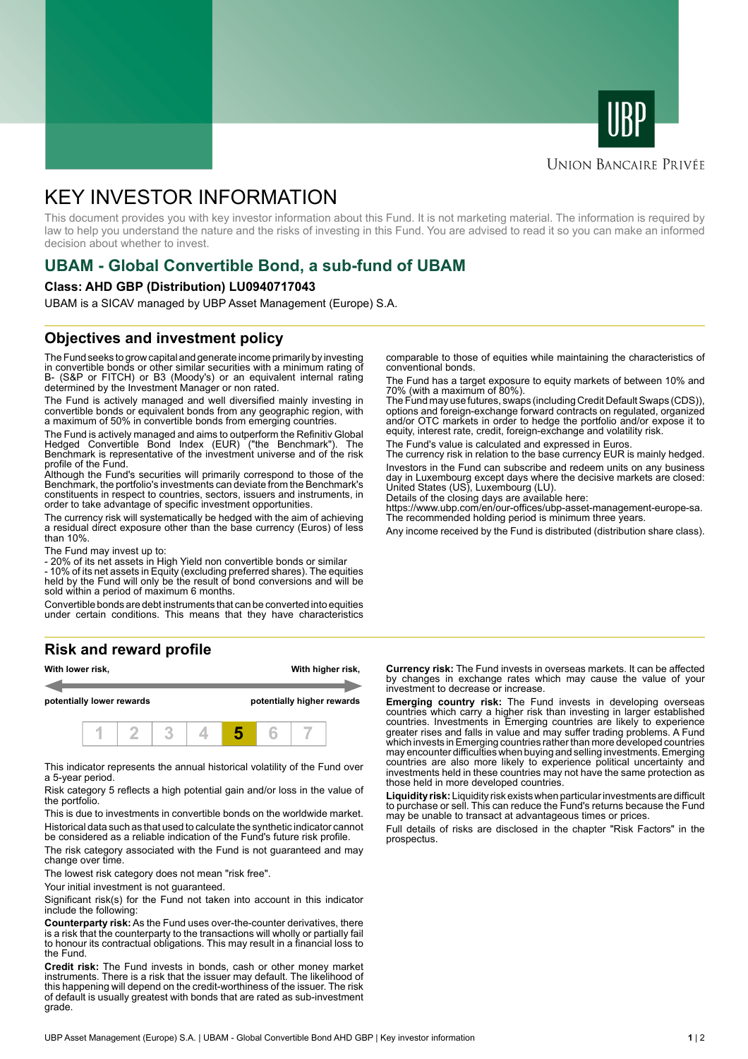# KEY INVESTOR INFORMATION

This document provides you with key investor information about this Fund. It is not marketing material. The information is required by law to help you understand the nature and the risks of investing in this Fund. You are advised to read it so you can make an informed decision about whether to invest.

## UBAM - Global Convertible Bond, a sub-fund of UBAM

**Class: AHD GBP (Distribution) LU0940717043**

UBAM is a SICAV managed by UBP Asset Management (Europe) S.A.

## Objectives and investment policy

The Fund seeks to grow capital and generate income primarily by investing in convertible bonds or other similar securities with a minimum rating of B- (S&P or FITCH) or B3 (Moody's) or an equivalent internal rating determined by the Investment Manager or non rated.

The Fund is actively managed and well diversified mainly investing in convertible bonds or equivalent bonds from any geographic region, with a maximum of 50% in convertible bonds from emerging countries.

The Fund is actively managed and aims to outperform the Refinitiv Global Hedged Convertible Bond Index (EUR) ("the Benchmark"). The Benchmark is representative of the investment universe and of the risk profile of the Fund.

Although the Fund's securities will primarily correspond to those of the Benchmark, the portfolio's investments can deviate from the Benchmark's constituents in respect to countries, sectors, issuers and instruments, in order to take advantage of specific investment opportunities.

The currency risk will systematically be hedged with the aim of achieving a residual direct exposure other than the base currency (Euros) of less than 10%.

The Fund may invest up to:

- 20% of its net assets in High Yield non convertible bonds or similar
- 10% of its net assets in Equity (excluding preferred shares). The equities held by the Fund will only be the result of bond conversions and will be sold within a period of maximum 6 months.

Convertible bonds are debt instruments that can be converted into equities under certain conditions. This means that they have characteristics comparable to those of equities while maintaining the characteristics of conventional bonds.

The Fund has a target exposure to equity markets of between 10% and 70% (with a maximum of 80%).

The Fund may use futures, swaps (including Credit Default Swaps (CDS)), options and foreign-exchange forward contracts on regulated, organized and/or OTC markets in order to hedge the portfolio and/or expose it to equity, interest rate, credit, foreign-exchange and volatility risk.

The Fund's value is calculated and expressed in Euros.

The currency risk in relation to the base currency EUR is mainly hedged.

Investors in the Fund can subscribe and redeem units on any business day in Luxembourg except days where the decisive markets are closed: United States (US), Luxembourg (LU).

Details of the closing days are available here:

https://www.ubp.com/en/our-offices/ubp-asset-management-europe-sa.

The recommended holding period is minimum three years.

Any income received by the Fund is distributed (distribution share class).

## Risk and reward profile

**With lower risk,** **potentially lower rewards** — **With higher risk,** **potentially higher rewards**

| 1 | 2 | 3 | 4 | **5** | 6 | 7 |
|---|---|---|---|---|---|---|

This indicator represents the annual historical volatility of the Fund over a 5-year period.

Risk category 5 reflects a high potential gain and/or loss in the value of the portfolio.

This is due to investments in convertible bonds on the worldwide market.

Historical data such as that used to calculate the synthetic indicator cannot be considered as a reliable indication of the Fund's future risk profile.

The risk category associated with the Fund is not guaranteed and may change over time.

The lowest risk category does not mean "risk free".

Your initial investment is not guaranteed.

Significant risk(s) for the Fund not taken into account in this indicator include the following:

**Counterparty risk:** As the Fund uses over-the-counter derivatives, there is a risk that the counterparty to the transactions will wholly or partially fail to honour its contractual obligations. This may result in a financial loss to the Fund.

**Credit risk:** The Fund invests in bonds, cash or other money market instruments. There is a risk that the issuer may default. The likelihood of this happening will depend on the credit-worthiness of the issuer. The risk of default is usually greatest with bonds that are rated as sub-investment grade.

**Currency risk:** The Fund invests in overseas markets. It can be affected by changes in exchange rates which may cause the value of your investment to decrease or increase.

**Emerging country risk:** The Fund invests in developing overseas countries which carry a higher risk than investing in larger established countries. Investments in Emerging countries are likely to experience greater rises and falls in value and may suffer trading problems. A Fund which invests in Emerging countries rather than more developed countries may encounter difficulties when buying and selling investments. Emerging countries are also more likely to experience political uncertainty and investments held in these countries may not have the same protection as those held in more developed countries.

**Liquidity risk:** Liquidity risk exists when particular investments are difficult to purchase or sell. This can reduce the Fund's returns because the Fund may be unable to transact at advantageous times or prices.

Full details of risks are disclosed in the chapter "Risk Factors" in the prospectus.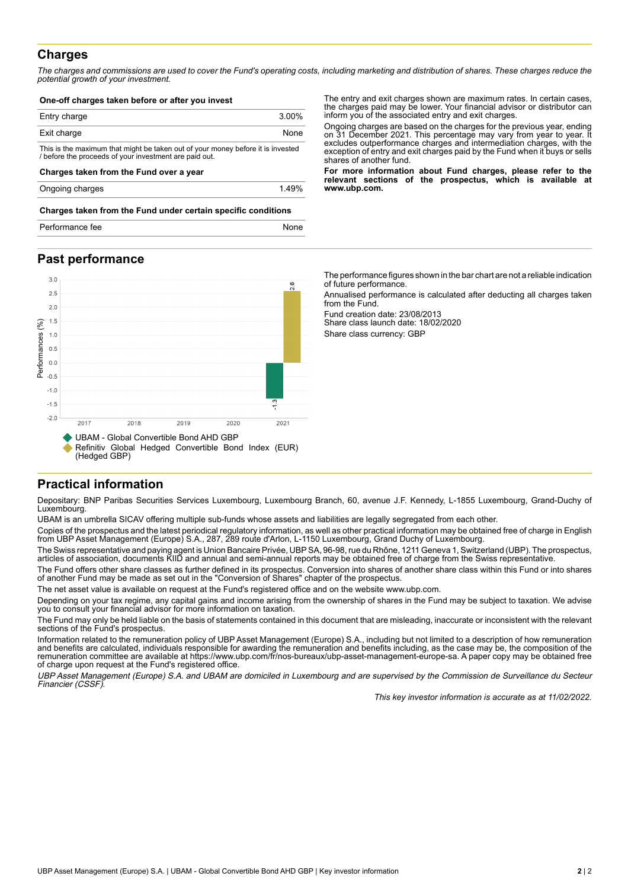## Charges

*The charges and commissions are used to cover the Fund's operating costs, including marketing and distribution of shares. These charges reduce the potential growth of your investment.*

| One-off charges taken before or after you invest | |
|---|---|
| Entry charge | 3.00% |
| Exit charge | None |

This is the maximum that might be taken out of your money before it is invested / before the proceeds of your investment are paid out.

| Charges taken from the Fund over a year | |
|---|---|
| Ongoing charges | 1.49% |

| Charges taken from the Fund under certain specific conditions | |
|---|---|
| Performance fee | None |

The entry and exit charges shown are maximum rates. In certain cases, the charges paid may be lower. Your financial advisor or distributor can inform you of the associated entry and exit charges.

Ongoing charges are based on the charges for the previous year, ending on 31 December 2021. This percentage may vary from year to year. It excludes outperformance charges and intermediation charges, with the exception of entry and exit charges paid by the Fund when it buys or sells shares of another fund.

**For more information about Fund charges, please refer to the relevant sections of the prospectus, which is available at www.ubp.com.**

## Past performance

Performances (%)

3.0
2.5
2.0
1.5
1.0
0.5
0.0
-0.5
-1.0
-1.5
-2.0

2017 2018 2019 2020 2021

-1.3
2.6

UBAM - Global Convertible Bond AHD GBP
Refinitiv Global Hedged Convertible Bond Index (EUR) (Hedged GBP)

The performance figures shown in the bar chart are not a reliable indication of future performance.

Annualised performance is calculated after deducting all charges taken from the Fund.

Fund creation date: 23/08/2013
Share class launch date: 18/02/2020
Share class currency: GBP

## Practical information

Depositary: BNP Paribas Securities Services Luxembourg, Luxembourg Branch, 60, avenue J.F. Kennedy, L-1855 Luxembourg, Grand-Duchy of Luxembourg.

UBAM is an umbrella SICAV offering multiple sub-funds whose assets and liabilities are legally segregated from each other.

Copies of the prospectus and the latest periodical regulatory information, as well as other practical information may be obtained free of charge in English from UBP Asset Management (Europe) S.A., 287, 289 route d'Arlon, L-1150 Luxembourg, Grand Duchy of Luxembourg.

The Swiss representative and paying agent is Union Bancaire Privée, UBP SA, 96-98, rue du Rhône, 1211 Geneva 1, Switzerland (UBP). The prospectus, articles of association, documents KIID and annual and semi-annual reports may be obtained free of charge from the Swiss representative.

The Fund offers other share classes as further defined in its prospectus. Conversion into shares of another share class within this Fund or into shares of another Fund may be made as set out in the "Conversion of Shares" chapter of the prospectus.

The net asset value is available on request at the Fund's registered office and on the website www.ubp.com.

Depending on your tax regime, any capital gains and income arising from the ownership of shares in the Fund may be subject to taxation. We advise you to consult your financial advisor for more information on taxation.

The Fund may only be held liable on the basis of statements contained in this document that are misleading, inaccurate or inconsistent with the relevant sections of the Fund's prospectus.

Information related to the remuneration policy of UBP Asset Management (Europe) S.A., including but not limited to a description of how remuneration and benefits are calculated, individuals responsible for awarding the remuneration and benefits including, as the case may be, the composition of the remuneration committee are available at https://www.ubp.com/fr/nos-bureaux/ubp-asset-management-europe-sa. A paper copy may be obtained free of charge upon request at the Fund's registered office.

*UBP Asset Management (Europe) S.A. and UBAM are domiciled in Luxembourg and are supervised by the Commission de Surveillance du Secteur Financier (CSSF).*

*This key investor information is accurate as at 11/02/2022.*